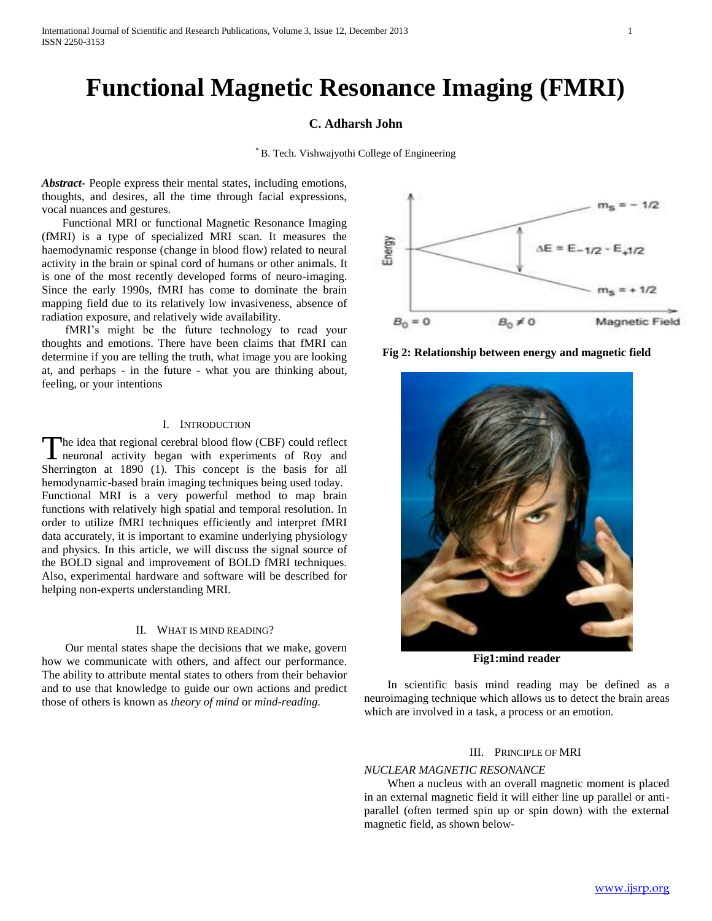# Functional Magnetic Resonance Imaging (FMRI)

**C. Adharsh John**

[*] B. Tech. Vishwajyothi College of Engineering

***Abstract***- People express their mental states, including emotions, thoughts, and desires, all the time through facial expressions, vocal nuances and gestures.

Functional MRI or functional Magnetic Resonance Imaging (fMRI) is a type of specialized MRI scan. It measures the haemodynamic response (change in blood flow) related to neural activity in the brain or spinal cord of humans or other animals. It is one of the most recently developed forms of neuro-imaging. Since the early 1990s, fMRI has come to dominate the brain mapping field due to its relatively low invasiveness, absence of radiation exposure, and relatively wide availability.

fMRI's might be the future technology to read your thoughts and emotions. There have been claims that fMRI can determine if you are telling the truth, what image you are looking at, and perhaps - in the future - what you are thinking about, feeling, or your intentions

## I. Introduction

The idea that regional cerebral blood flow (CBF) could reflect neuronal activity began with experiments of Roy and Sherrington at 1890 (1). This concept is the basis for all hemodynamic-based brain imaging techniques being used today. Functional MRI is a very powerful method to map brain functions with relatively high spatial and temporal resolution. In order to utilize fMRI techniques efficiently and interpret fMRI data accurately, it is important to examine underlying physiology and physics. In this article, we will discuss the signal source of the BOLD signal and improvement of BOLD fMRI techniques. Also, experimental hardware and software will be described for helping non-experts understanding MRI.

## II. What is Mind Reading?

Our mental states shape the decisions that we make, govern how we communicate with others, and affect our performance. The ability to attribute mental states to others from their behavior and to use that knowledge to guide our own actions and predict those of others is known as *theory of mind* or *mind-reading*.

**Fig 2: Relationship between energy and magnetic field**

**Fig1:mind reader**

In scientific basis mind reading may be defined as a neuroimaging technique which allows us to detect the brain areas which are involved in a task, a process or an emotion.

## III. Principle of MRI

*NUCLEAR MAGNETIC RESONANCE*

When a nucleus with an overall magnetic moment is placed in an external magnetic field it will either line up parallel or anti-parallel (often termed spin up or spin down) with the external magnetic field, as shown below-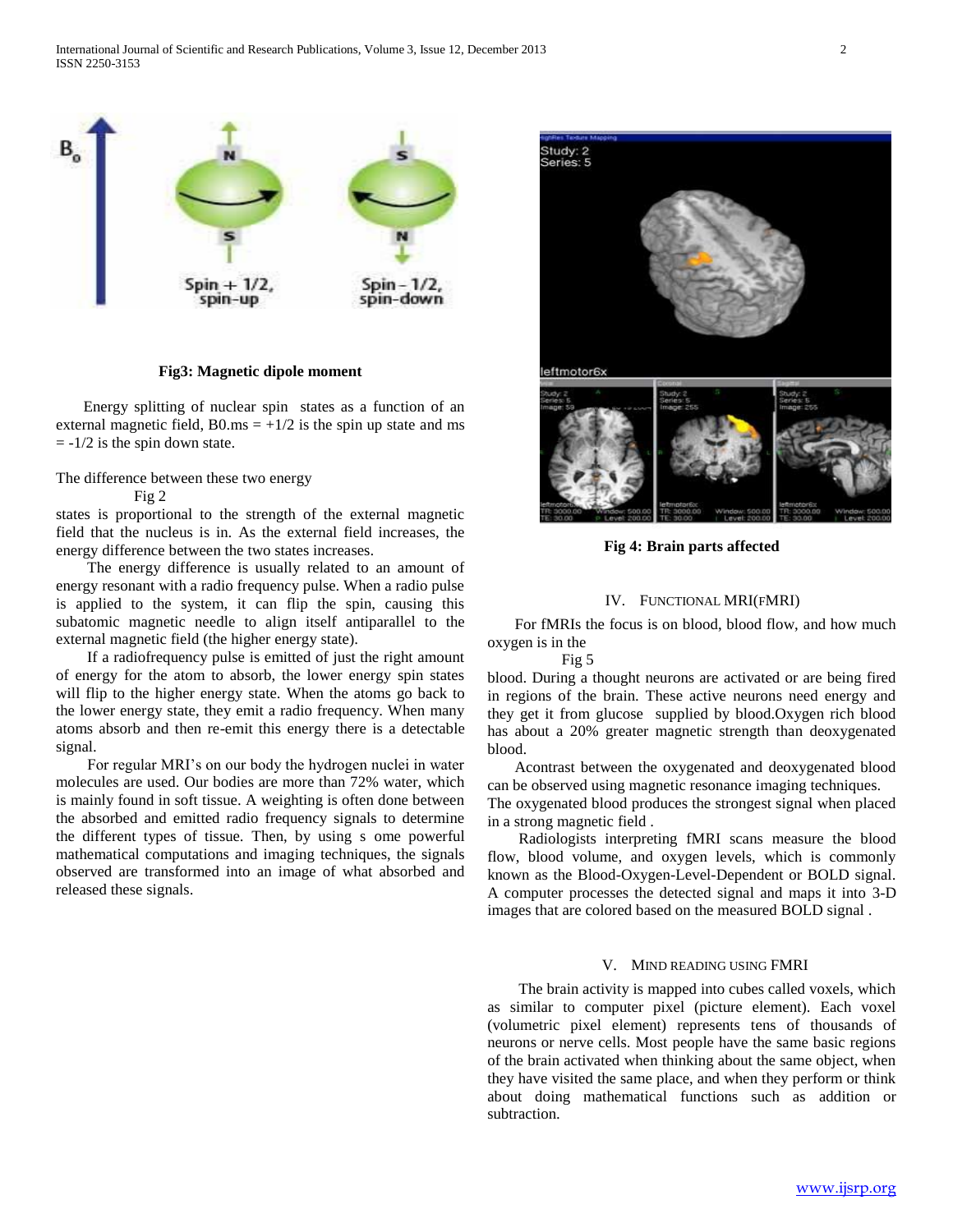**Fig3: Magnetic dipole moment**

Energy splitting of nuclear spin states as a function of an external magnetic field, B0.ms = +1/2 is the spin up state and ms = -1/2 is the spin down state.

The difference between these two energy

Fig 2

states is proportional to the strength of the external magnetic field that the nucleus is in. As the external field increases, the energy difference between the two states increases.

The energy difference is usually related to an amount of energy resonant with a radio frequency pulse. When a radio pulse is applied to the system, it can flip the spin, causing this subatomic magnetic needle to align itself antiparallel to the external magnetic field (the higher energy state).

If a radiofrequency pulse is emitted of just the right amount of energy for the atom to absorb, the lower energy spin states will flip to the higher energy state. When the atoms go back to the lower energy state, they emit a radio frequency. When many atoms absorb and then re-emit this energy there is a detectable signal.

For regular MRI's on our body the hydrogen nuclei in water molecules are used. Our bodies are more than 72% water, which is mainly found in soft tissue. A weighting is often done between the absorbed and emitted radio frequency signals to determine the different types of tissue. Then, by using s ome powerful mathematical computations and imaging techniques, the signals observed are transformed into an image of what absorbed and released these signals.

**Fig 4: Brain parts affected**

## IV. Functional MRI(fMRI)

For fMRIs the focus is on blood, blood flow, and how much oxygen is in the

Fig 5

blood. During a thought neurons are activated or are being fired in regions of the brain. These active neurons need energy and they get it from glucose supplied by blood.Oxygen rich blood has about a 20% greater magnetic strength than deoxygenated blood.

Acontrast between the oxygenated and deoxygenated blood can be observed using magnetic resonance imaging techniques. The oxygenated blood produces the strongest signal when placed in a strong magnetic field .

Radiologists interpreting fMRI scans measure the blood flow, blood volume, and oxygen levels, which is commonly known as the Blood-Oxygen-Level-Dependent or BOLD signal. A computer processes the detected signal and maps it into 3-D images that are colored based on the measured BOLD signal .

## V. Mind Reading using fMRI

The brain activity is mapped into cubes called voxels, which as similar to computer pixel (picture element). Each voxel (volumetric pixel element) represents tens of thousands of neurons or nerve cells. Most people have the same basic regions of the brain activated when thinking about the same object, when they have visited the same place, and when they perform or think about doing mathematical functions such as addition or subtraction.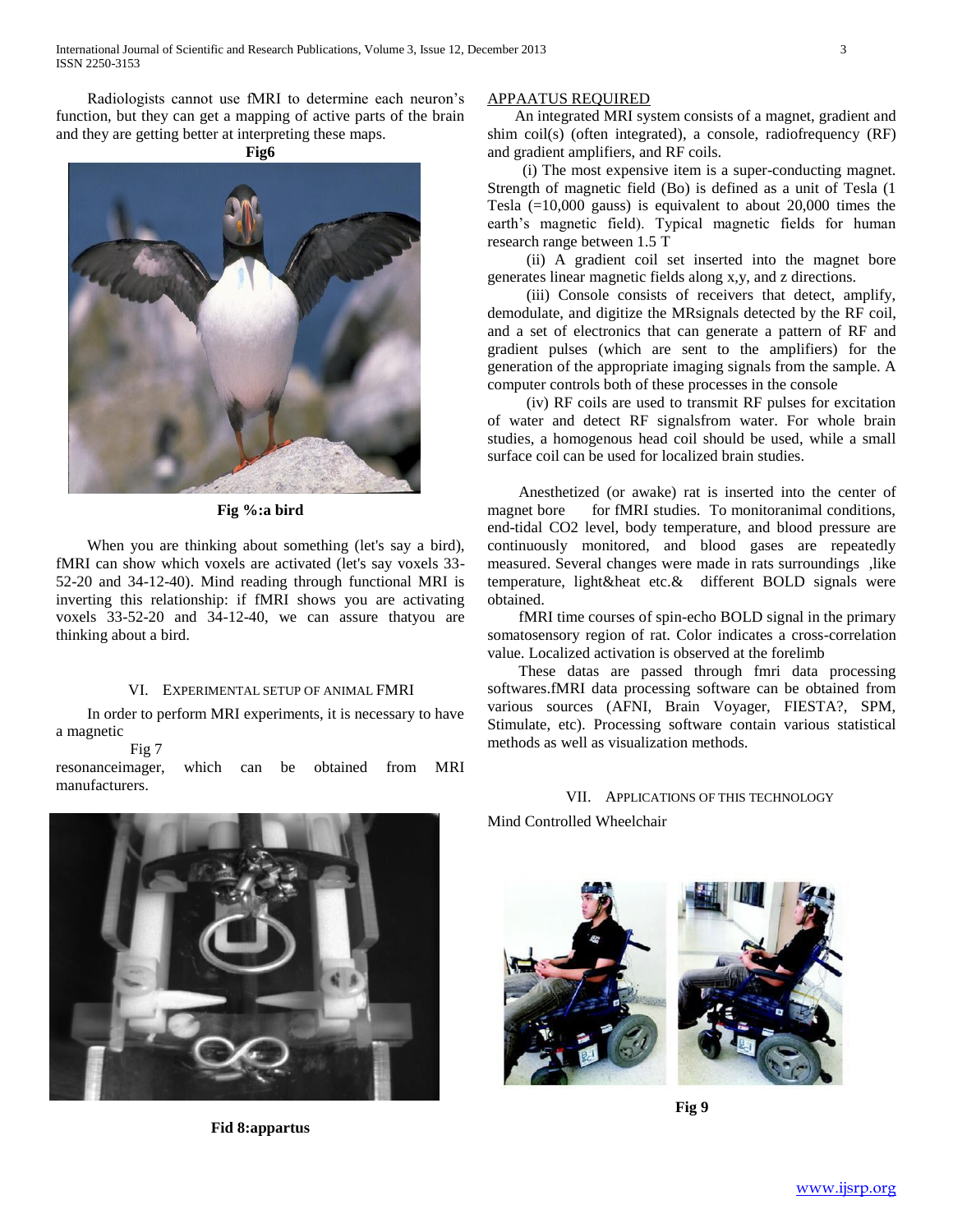Radiologists cannot use fMRI to determine each neuron's function, but they can get a mapping of active parts of the brain and they are getting better at interpreting these maps.

**Fig6**

**Fig %:a bird**

When you are thinking about something (let's say a bird), fMRI can show which voxels are activated (let's say voxels 33-52-20 and 34-12-40). Mind reading through functional MRI is inverting this relationship: if fMRI shows you are activating voxels 33-52-20 and 34-12-40, we can assure thatyou are thinking about a bird.

## VI. Experimental Setup of Animal FMRI

In order to perform MRI experiments, it is necessary to have a magnetic

Fig 7

resonanceimager, which can be obtained from MRI manufacturers.

**Fid 8:appartus**

APPAATUS REQUIRED

An integrated MRI system consists of a magnet, gradient and shim coil(s) (often integrated), a console, radiofrequency (RF) and gradient amplifiers, and RF coils.

(i) The most expensive item is a super-conducting magnet. Strength of magnetic field (Bo) is defined as a unit of Tesla (1 Tesla (=10,000 gauss) is equivalent to about 20,000 times the earth's magnetic field). Typical magnetic fields for human research range between 1.5 T

(ii) A gradient coil set inserted into the magnet bore generates linear magnetic fields along x,y, and z directions.

(iii) Console consists of receivers that detect, amplify, demodulate, and digitize the MRsignals detected by the RF coil, and a set of electronics that can generate a pattern of RF and gradient pulses (which are sent to the amplifiers) for the generation of the appropriate imaging signals from the sample. A computer controls both of these processes in the console

(iv) RF coils are used to transmit RF pulses for excitation of water and detect RF signalsfrom water. For whole brain studies, a homogenous head coil should be used, while a small surface coil can be used for localized brain studies.

Anesthetized (or awake) rat is inserted into the center of magnet bore for fMRI studies. To monitoranimal conditions, end-tidal CO2 level, body temperature, and blood pressure are continuously monitored, and blood gases are repeatedly measured. Several changes were made in rats surroundings ,like temperature, light&heat etc.& different BOLD signals were obtained.

fMRI time courses of spin-echo BOLD signal in the primary somatosensory region of rat. Color indicates a cross-correlation value. Localized activation is observed at the forelimb

These datas are passed through fmri data processing softwares.fMRI data processing software can be obtained from various sources (AFNI, Brain Voyager, FIESTA?, SPM, Stimulate, etc). Processing software contain various statistical methods as well as visualization methods.

## VII. Applications of this Technology

Mind Controlled Wheelchair

**Fig 9**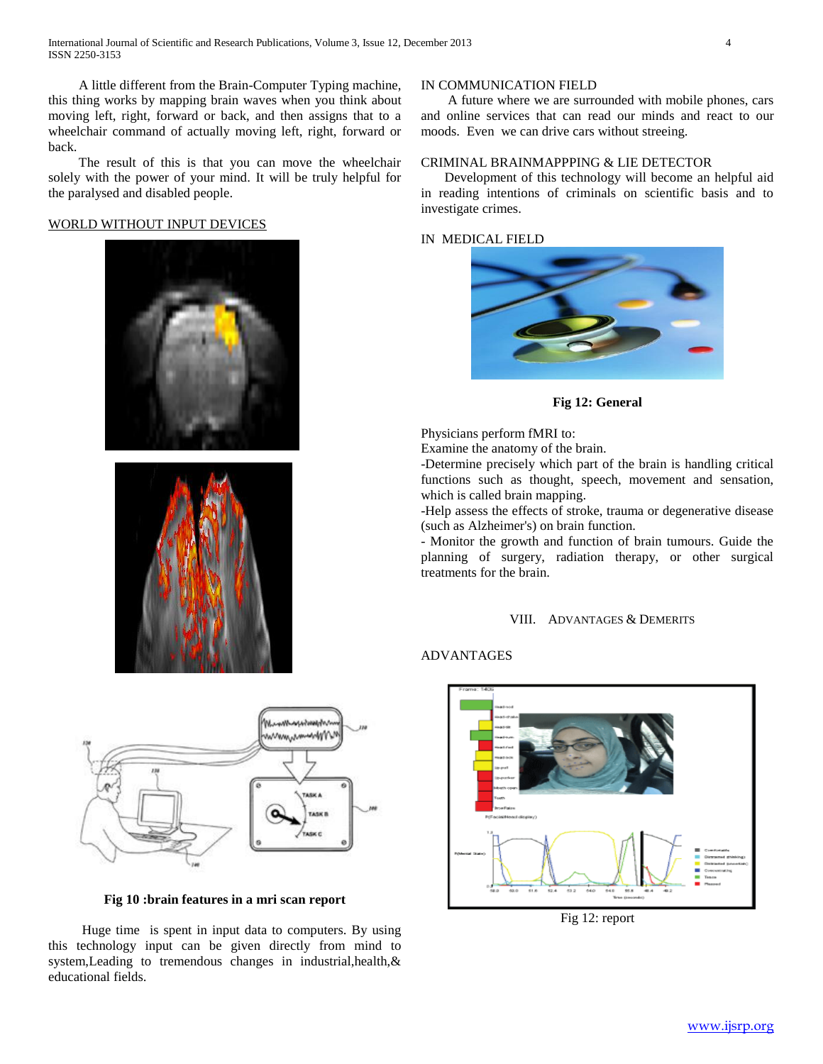A little different from the Brain-Computer Typing machine, this thing works by mapping brain waves when you think about moving left, right, forward or back, and then assigns that to a wheelchair command of actually moving left, right, forward or back.

The result of this is that you can move the wheelchair solely with the power of your mind. It will be truly helpful for the paralysed and disabled people.

WORLD WITHOUT INPUT DEVICES

**Fig 10 :brain features in a mri scan report**

Huge time is spent in input data to computers. By using this technology input can be given directly from mind to system,Leading to tremendous changes in industrial,health,& educational fields.

IN COMMUNICATION FIELD

A future where we are surrounded with mobile phones, cars and online services that can read our minds and react to our moods. Even we can drive cars without streeing.

CRIMINAL BRAINMAPPPING & LIE DETECTOR

Development of this technology will become an helpful aid in reading intentions of criminals on scientific basis and to investigate crimes.

IN MEDICAL FIELD

**Fig 12: General**

Physicians perform fMRI to:

Examine the anatomy of the brain.

-Determine precisely which part of the brain is handling critical functions such as thought, speech, movement and sensation, which is called brain mapping.

-Help assess the effects of stroke, trauma or degenerative disease (such as Alzheimer's) on brain function.

- Monitor the growth and function of brain tumours. Guide the planning of surgery, radiation therapy, or other surgical treatments for the brain.

## VIII. ADVANTAGES & DEMERITS

ADVANTAGES

Fig 12: report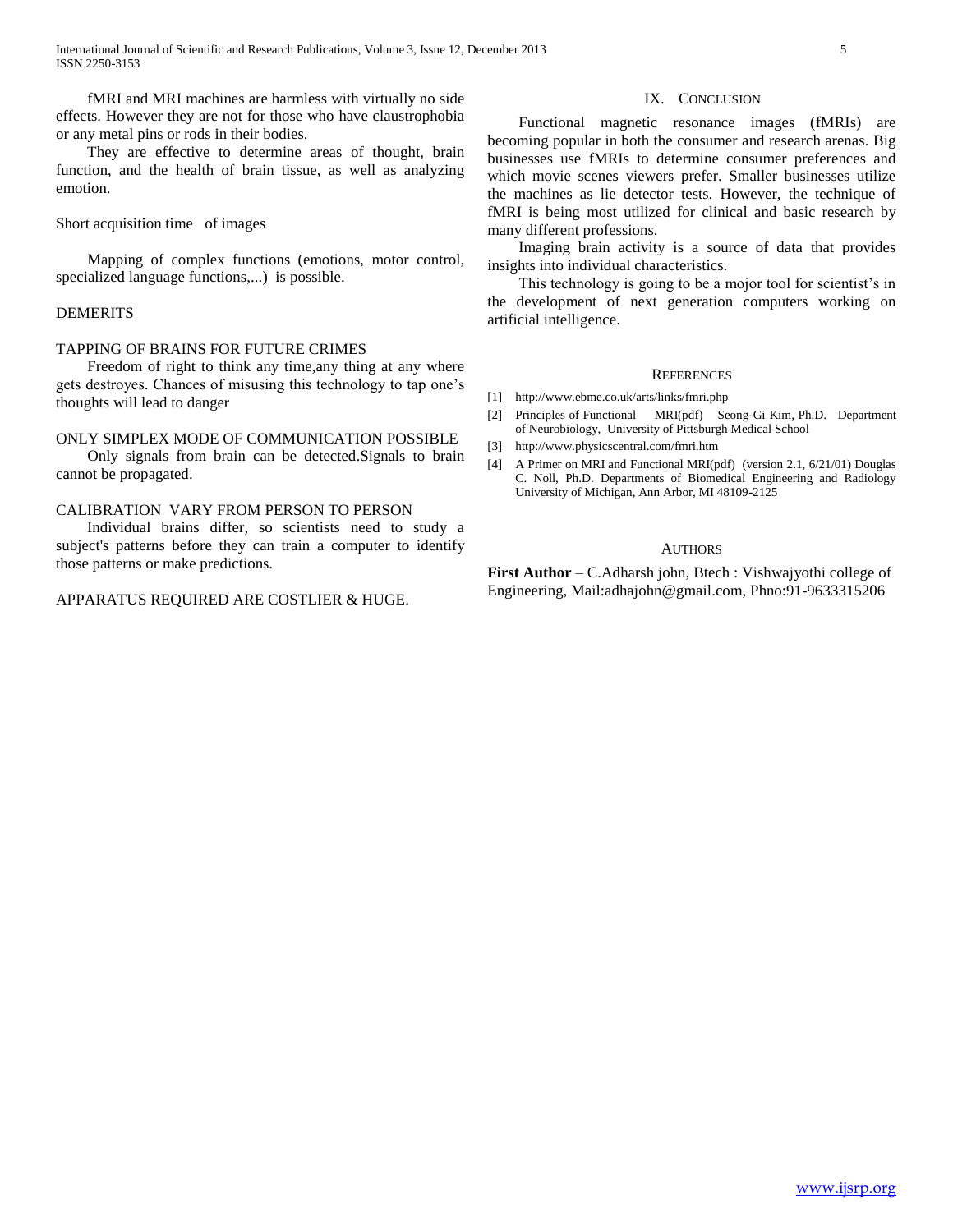fMRI and MRI machines are harmless with virtually no side effects. However they are not for those who have claustrophobia or any metal pins or rods in their bodies.

They are effective to determine areas of thought, brain function, and the health of brain tissue, as well as analyzing emotion.

Short acquisition time of images

Mapping of complex functions (emotions, motor control, specialized language functions,...) is possible.

DEMERITS

TAPPING OF BRAINS FOR FUTURE CRIMES

Freedom of right to think any time,any thing at any where gets destroyes. Chances of misusing this technology to tap one's thoughts will lead to danger

ONLY SIMPLEX MODE OF COMMUNICATION POSSIBLE

Only signals from brain can be detected.Signals to brain cannot be propagated.

CALIBRATION VARY FROM PERSON TO PERSON

Individual brains differ, so scientists need to study a subject's patterns before they can train a computer to identify those patterns or make predictions.

APPARATUS REQUIRED ARE COSTLIER & HUGE.

## IX. Conclusion

Functional magnetic resonance images (fMRIs) are becoming popular in both the consumer and research arenas. Big businesses use fMRIs to determine consumer preferences and which movie scenes viewers prefer. Smaller businesses utilize the machines as lie detector tests. However, the technique of fMRI is being most utilized for clinical and basic research by many different professions.

Imaging brain activity is a source of data that provides insights into individual characteristics.

This technology is going to be a mojor tool for scientist's in the development of next generation computers working on artificial intelligence.

## References

[1] http://www.ebme.co.uk/arts/links/fmri.php

[2] Principles of Functional MRI(pdf) Seong-Gi Kim, Ph.D. Department of Neurobiology, University of Pittsburgh Medical School

[3] http://www.physicscentral.com/fmri.htm

[4] A Primer on MRI and Functional MRI(pdf) (version 2.1, 6/21/01) Douglas C. Noll, Ph.D. Departments of Biomedical Engineering and Radiology University of Michigan, Ann Arbor, MI 48109-2125

## Authors

**First Author** – C.Adharsh john, Btech : Vishwajyothi college of Engineering, Mail:adhajohn@gmail.com, Phno:91-9633315206